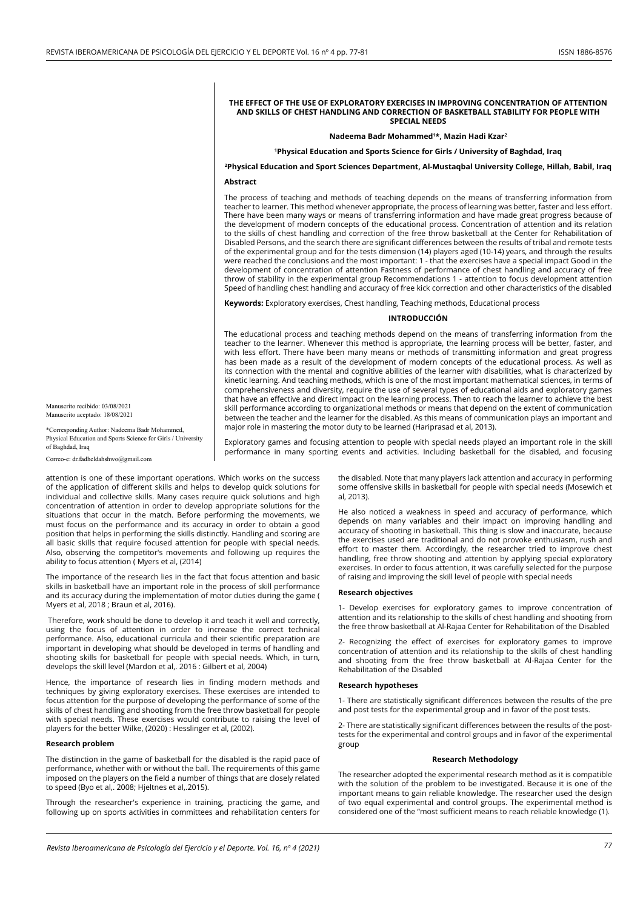# THE EFFECT OF THE USE OF EXPLORATORY EXERCISES IN IMPROVING CONCENTRATION OF ATTENTION AND SKILLS OF CHEST HANDLING AND CORRECTION OF BASKETBALL STABILITY FOR PEOPLE WITH SPECIAL NEEDS

**Nadeema Badr Mohammed[1]\*, Mazin Hadi Kzar[2]**

[1]**Physical Education and Sports Science for Girls / University of Baghdad, Iraq**

[2]**Physical Education and Sport Sciences Department, Al-Mustaqbal University College, Hillah, Babil, Iraq**

Manuscrito recibido: 03/08/2021
Manuscrito aceptado: 18/08/2021

\*Corresponding Author: Nadeema Badr Mohammed, Physical Education and Sports Science for Girls / University of Baghdad, Iraq

Correo-e: dr.fadheldahshwo@gmail.com

## Abstract

The process of teaching and methods of teaching depends on the means of transferring information from teacher to learner. This method whenever appropriate, the process of learning was better, faster and less effort. There have been many ways or means of transferring information and have made great progress because of the development of modern concepts of the educational process. Concentration of attention and its relation to the skills of chest handling and correction of the free throw basketball at the Center for Rehabilitation of Disabled Persons, and the search there are significant differences between the results of tribal and remote tests of the experimental group and for the tests dimension (14) players aged (10-14) years, and through the results were reached the conclusions and the most important: 1 - that the exercises have a special impact Good in the development of concentration of attention Fastness of performance of chest handling and accuracy of free throw of stability in the experimental group Recommendations 1 - attention to focus development attention Speed of handling chest handling and accuracy of free kick correction and other characteristics of the disabled

**Keywords:** Exploratory exercises, Chest handling, Teaching methods, Educational process

## INTRODUCCIÓN

The educational process and teaching methods depend on the means of transferring information from the teacher to the learner. Whenever this method is appropriate, the learning process will be better, faster, and with less effort. There have been many means or methods of transmitting information and great progress has been made as a result of the development of modern concepts of the educational process. As well as its connection with the mental and cognitive abilities of the learner with disabilities, what is characterized by kinetic learning. And teaching methods, which is one of the most important mathematical sciences, in terms of comprehensiveness and diversity, require the use of several types of educational aids and exploratory games that have an effective and direct impact on the learning process. Then to reach the learner to achieve the best skill performance according to organizational methods or means that depend on the extent of communication between the teacher and the learner for the disabled. As this means of communication plays an important and major role in mastering the motor duty to be learned (Hariprasad et al, 2013).

Exploratory games and focusing attention to people with special needs played an important role in the skill performance in many sporting events and activities. Including basketball for the disabled, and focusing attention is one of these important operations. Which works on the success of the application of different skills and helps to develop quick solutions for individual and collective skills. Many cases require quick solutions and high concentration of attention in order to develop appropriate solutions for the situations that occur in the match. Before performing the movements, we must focus on the performance and its accuracy in order to obtain a good position that helps in performing the skills distinctly. Handling and scoring are all basic skills that require focused attention for people with special needs. Also, observing the competitor's movements and following up requires the ability to focus attention ( Myers et al, (2014)

The importance of the research lies in the fact that focus attention and basic skills in basketball have an important role in the process of skill performance and its accuracy during the implementation of motor duties during the game ( Myers et al, 2018 ; Braun et al, 2016).

Therefore, work should be done to develop it and teach it well and correctly, using the focus of attention in order to increase the correct technical performance. Also, educational curricula and their scientific preparation are important in developing what should be developed in terms of handling and shooting skills for basketball for people with special needs. Which, in turn, develops the skill level (Mardon et al,. 2016 : Gilbert et al, 2004)

Hence, the importance of research lies in finding modern methods and techniques by giving exploratory exercises. These exercises are intended to focus attention for the purpose of developing the performance of some of the skills of chest handling and shooting from the free throw basketball for people with special needs. These exercises would contribute to raising the level of players for the better Wilke, (2020) : Hesslinger et al, (2002).

### Research problem

The distinction in the game of basketball for the disabled is the rapid pace of performance, whether with or without the ball. The requirements of this game imposed on the players on the field a number of things that are closely related to speed (Byo et al,. 2008; Hjeltnes et al,.2015).

Through the researcher's experience in training, practicing the game, and following up on sports activities in committees and rehabilitation centers for the disabled. Note that many players lack attention and accuracy in performing some offensive skills in basketball for people with special needs (Mosewich et al, 2013).

He also noticed a weakness in speed and accuracy of performance, which depends on many variables and their impact on improving handling and accuracy of shooting in basketball. This thing is slow and inaccurate, because the exercises used are traditional and do not provoke enthusiasm, rush and effort to master them. Accordingly, the researcher tried to improve chest handling, free throw shooting and attention by applying special exploratory exercises. In order to focus attention, it was carefully selected for the purpose of raising and improving the skill level of people with special needs

### Research objectives

1- Develop exercises for exploratory games to improve concentration of attention and its relationship to the skills of chest handling and shooting from the free throw basketball at Al-Rajaa Center for Rehabilitation of the Disabled

2- Recognizing the effect of exercises for exploratory games to improve concentration of attention and its relationship to the skills of chest handling and shooting from the free throw basketball at Al-Rajaa Center for the Rehabilitation of the Disabled

### Research hypotheses

1- There are statistically significant differences between the results of the pre and post tests for the experimental group and in favor of the post tests.

2- There are statistically significant differences between the results of the post-tests for the experimental and control groups and in favor of the experimental group

### Research Methodology

The researcher adopted the experimental research method as it is compatible with the solution of the problem to be investigated. Because it is one of the important means to gain reliable knowledge. The researcher used the design of two equal experimental and control groups. The experimental method is considered one of the "most sufficient means to reach reliable knowledge (1).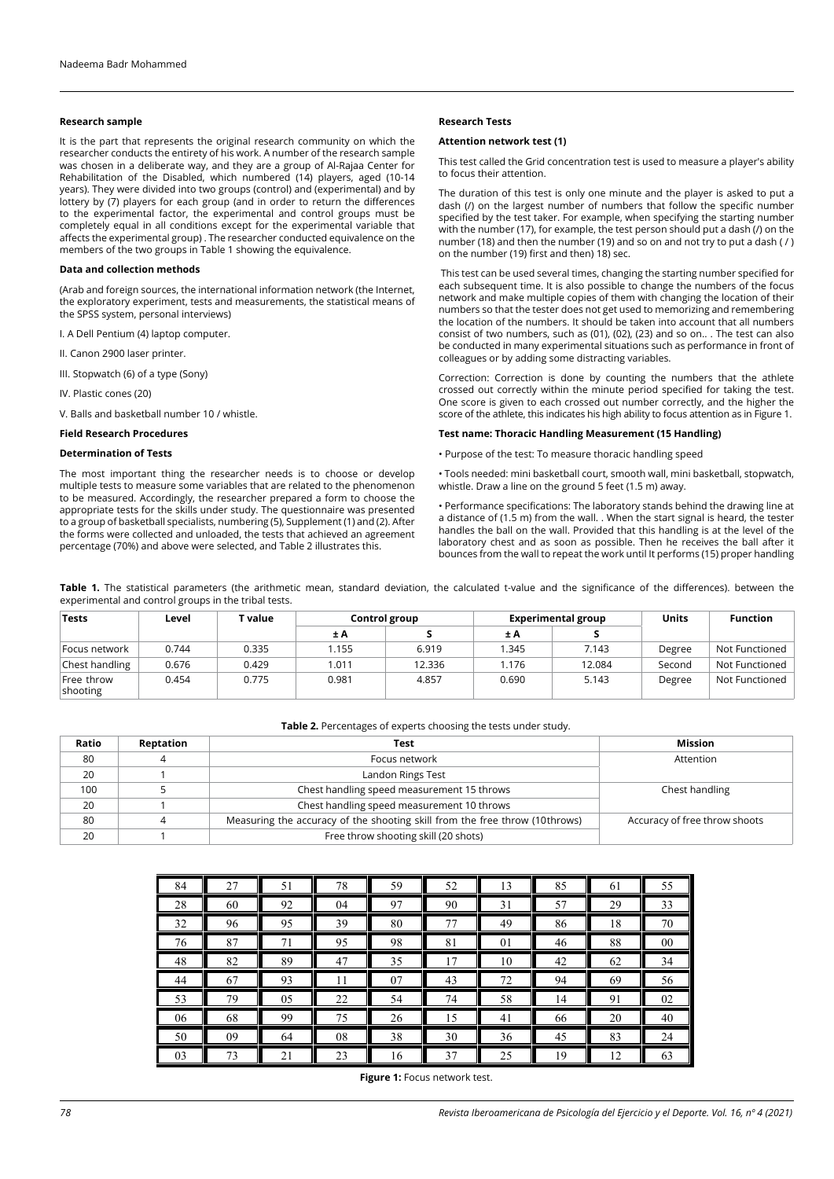### Research sample

It is the part that represents the original research community on which the researcher conducts the entirety of his work. A number of the research sample was chosen in a deliberate way, and they are a group of Al-Rajaa Center for Rehabilitation of the Disabled, which numbered (14) players, aged (10-14 years). They were divided into two groups (control) and (experimental) and by lottery by (7) players for each group (and in order to return the differences to the experimental factor, the experimental and control groups must be completely equal in all conditions except for the experimental variable that affects the experimental group) . The researcher conducted equivalence on the members of the two groups in Table 1 showing the equivalence.

### Data and collection methods

(Arab and foreign sources, the international information network (the Internet, the exploratory experiment, tests and measurements, the statistical means of the SPSS system, personal interviews)

I. A Dell Pentium (4) laptop computer.

II. Canon 2900 laser printer.

III. Stopwatch (6) of a type (Sony)

IV. Plastic cones (20)

V. Balls and basketball number 10 / whistle.

### Field Research Procedures

### Determination of Tests

The most important thing the researcher needs is to choose or develop multiple tests to measure some variables that are related to the phenomenon to be measured. Accordingly, the researcher prepared a form to choose the appropriate tests for the skills under study. The questionnaire was presented to a group of basketball specialists, numbering (5), Supplement (1) and (2). After the forms were collected and unloaded, the tests that achieved an agreement percentage (70%) and above were selected, and Table 2 illustrates this.

### Research Tests

### Attention network test (1)

This test called the Grid concentration test is used to measure a player's ability to focus their attention.

The duration of this test is only one minute and the player is asked to put a dash (/) on the largest number of numbers that follow the specific number specified by the test taker. For example, when specifying the starting number with the number (17), for example, the test person should put a dash (/) on the number (18) and then the number (19) and so on and not try to put a dash ( / ) on the number (19) first and then) 18) sec.

This test can be used several times, changing the starting number specified for each subsequent time. It is also possible to change the numbers of the focus network and make multiple copies of them with changing the location of their numbers so that the tester does not get used to memorizing and remembering the location of the numbers. It should be taken into account that all numbers consist of two numbers, such as (01), (02), (23) and so on.. . The test can also be conducted in many experimental situations such as performance in front of colleagues or by adding some distracting variables.

Correction: Correction is done by counting the numbers that the athlete crossed out correctly within the minute period specified for taking the test. One score is given to each crossed out number correctly, and the higher the score of the athlete, this indicates his high ability to focus attention as in Figure 1.

### Test name: Thoracic Handling Measurement (15 Handling)

• Purpose of the test: To measure thoracic handling speed

• Tools needed: mini basketball court, smooth wall, mini basketball, stopwatch, whistle. Draw a line on the ground 5 feet (1.5 m) away.

• Performance specifications: The laboratory stands behind the drawing line at a distance of (1.5 m) from the wall. . When the start signal is heard, the tester handles the ball on the wall. Provided that this handling is at the level of the laboratory chest and as soon as possible. Then he receives the ball after it bounces from the wall to repeat the work until It performs (15) proper handling

**Table 1.** The statistical parameters (the arithmetic mean, standard deviation, the calculated t-value and the significance of the differences). between the experimental and control groups in the tribal tests.

| Tests | Level | T value | Control group | | Experimental group | | Units | Function |
|---|---|---|---|---|---|---|---|---|
| | | | ± A | S | ± A | S | | |
| Focus network | 0.744 | 0.335 | 1.155 | 6.919 | 1.345 | 7.143 | Degree | Not Functioned |
| Chest handling | 0.676 | 0.429 | 1.011 | 12.336 | 1.176 | 12.084 | Second | Not Functioned |
| Free throw shooting | 0.454 | 0.775 | 0.981 | 4.857 | 0.690 | 5.143 | Degree | Not Functioned |

**Table 2.** Percentages of experts choosing the tests under study.

| Ratio | Reptation | Test | Mission |
|---|---|---|---|
| 80 | 4 | Focus network | Attention |
| 20 | 1 | Landon Rings Test | |
| 100 | 5 | Chest handling speed measurement 15 throws | Chest handling |
| 20 | 1 | Chest handling speed measurement 10 throws | |
| 80 | 4 | Measuring the accuracy of the shooting skill from the free throw (10throws) | Accuracy of free throw shoots |
| 20 | 1 | Free throw shooting skill (20 shots) | |

| | | | | | | | | | |
|---|---|---|---|---|---|---|---|---|---|
| 84 | 27 | 51 | 78 | 59 | 52 | 13 | 85 | 61 | 55 |
| 28 | 60 | 92 | 04 | 97 | 90 | 31 | 57 | 29 | 33 |
| 32 | 96 | 95 | 39 | 80 | 77 | 49 | 86 | 18 | 70 |
| 76 | 87 | 71 | 95 | 98 | 81 | 01 | 46 | 88 | 00 |
| 48 | 82 | 89 | 47 | 35 | 17 | 10 | 42 | 62 | 34 |
| 44 | 67 | 93 | 11 | 07 | 43 | 72 | 94 | 69 | 56 |
| 53 | 79 | 05 | 22 | 54 | 74 | 58 | 14 | 91 | 02 |
| 06 | 68 | 99 | 75 | 26 | 15 | 41 | 66 | 20 | 40 |
| 50 | 09 | 64 | 08 | 38 | 30 | 36 | 45 | 83 | 24 |
| 03 | 73 | 21 | 23 | 16 | 37 | 25 | 19 | 12 | 63 |

**Figure 1:** Focus network test.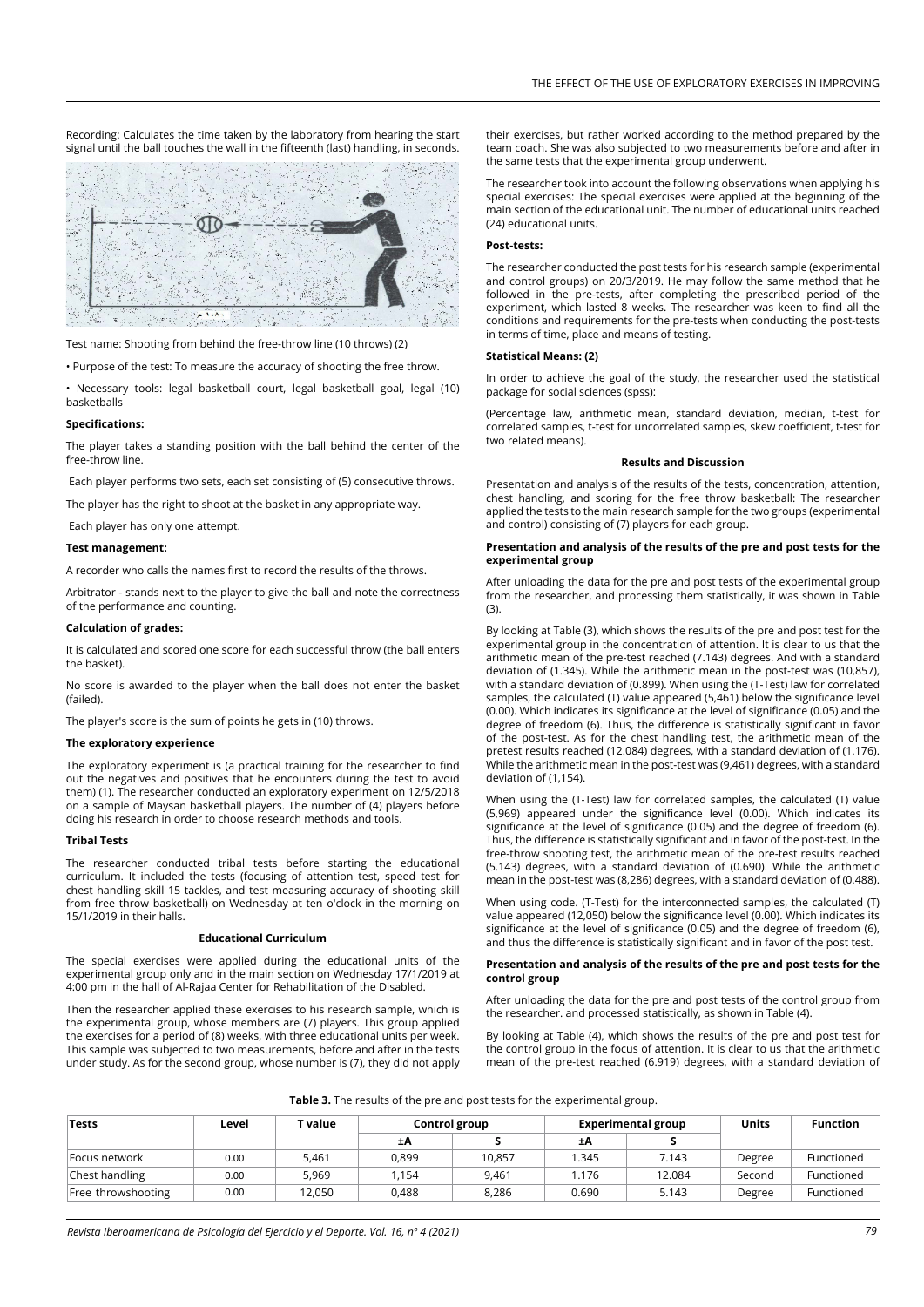Recording: Calculates the time taken by the laboratory from hearing the start signal until the ball touches the wall in the fifteenth (last) handling, in seconds.

Test name: Shooting from behind the free-throw line (10 throws) (2)

- Purpose of the test: To measure the accuracy of shooting the free throw.
- Necessary tools: legal basketball court, legal basketball goal, legal (10) basketballs

**Specifications:**

The player takes a standing position with the ball behind the center of the free-throw line.

Each player performs two sets, each set consisting of (5) consecutive throws.

The player has the right to shoot at the basket in any appropriate way.

Each player has only one attempt.

**Test management:**

A recorder who calls the names first to record the results of the throws.

Arbitrator - stands next to the player to give the ball and note the correctness of the performance and counting.

**Calculation of grades:**

It is calculated and scored one score for each successful throw (the ball enters the basket).

No score is awarded to the player when the ball does not enter the basket (failed).

The player's score is the sum of points he gets in (10) throws.

**The exploratory experience**

The exploratory experiment is (a practical training for the researcher to find out the negatives and positives that he encounters during the test to avoid them) (1). The researcher conducted an exploratory experiment on 12/5/2018 on a sample of Maysan basketball players. The number of (4) players before doing his research in order to choose research methods and tools.

**Tribal Tests**

The researcher conducted tribal tests before starting the educational curriculum. It included the tests (focusing of attention test, speed test for chest handling skill 15 tackles, and test measuring accuracy of shooting skill from free throw basketball) on Wednesday at ten o'clock in the morning on 15/1/2019 in their halls.

**Educational Curriculum**

The special exercises were applied during the educational units of the experimental group only and in the main section on Wednesday 17/1/2019 at 4:00 pm in the hall of Al-Rajaa Center for Rehabilitation of the Disabled.

Then the researcher applied these exercises to his research sample, which is the experimental group, whose members are (7) players. This group applied the exercises for a period of (8) weeks, with three educational units per week. This sample was subjected to two measurements, before and after in the tests under study. As for the second group, whose number is (7), they did not apply their exercises, but rather worked according to the method prepared by the team coach. She was also subjected to two measurements before and after in the same tests that the experimental group underwent.

The researcher took into account the following observations when applying his special exercises: The special exercises were applied at the beginning of the main section of the educational unit. The number of educational units reached (24) educational units.

**Post-tests:**

The researcher conducted the post tests for his research sample (experimental and control groups) on 20/3/2019. He may follow the same method that he followed in the pre-tests, after completing the prescribed period of the experiment, which lasted 8 weeks. The researcher was keen to find all the conditions and requirements for the pre-tests when conducting the post-tests in terms of time, place and means of testing.

**Statistical Means: (2)**

In order to achieve the goal of the study, the researcher used the statistical package for social sciences (spss):

(Percentage law, arithmetic mean, standard deviation, median, t-test for correlated samples, t-test for uncorrelated samples, skew coefficient, t-test for two related means).

**Results and Discussion**

Presentation and analysis of the results of the tests, concentration, attention, chest handling, and scoring for the free throw basketball: The researcher applied the tests to the main research sample for the two groups (experimental and control) consisting of (7) players for each group.

**Presentation and analysis of the results of the pre and post tests for the experimental group**

After unloading the data for the pre and post tests of the experimental group from the researcher, and processing them statistically, it was shown in Table (3).

By looking at Table (3), which shows the results of the pre and post test for the experimental group in the concentration of attention. It is clear to us that the arithmetic mean of the pre-test reached (7.143) degrees. And with a standard deviation of (1.345). While the arithmetic mean in the post-test was (10,857), with a standard deviation of (0.899). When using the (T-Test) law for correlated samples, the calculated (T) value appeared (5,461) below the significance level (0.00). Which indicates its significance at the level of significance (0.05) and the degree of freedom (6). Thus, the difference is statistically significant in favor of the post-test. As for the chest handling test, the arithmetic mean of the pretest results reached (12.084) degrees, with a standard deviation of (1.176). While the arithmetic mean in the post-test was (9,461) degrees, with a standard deviation of (1,154).

When using the (T-Test) law for correlated samples, the calculated (T) value (5,969) appeared under the significance level (0.00). Which indicates its significance at the level of significance (0.05) and the degree of freedom (6). Thus, the difference is statistically significant and in favor of the post-test. In the free-throw shooting test, the arithmetic mean of the pre-test results reached (5.143) degrees, with a standard deviation of (0.690). While the arithmetic mean in the post-test was (8,286) degrees, with a standard deviation of (0.488).

When using code. (T-Test) for the interconnected samples, the calculated (T) value appeared (12,050) below the significance level (0.00). Which indicates its significance at the level of significance (0.05) and the degree of freedom (6), and thus the difference is statistically significant and in favor of the post test.

**Presentation and analysis of the results of the pre and post tests for the control group**

After unloading the data for the pre and post tests of the control group from the researcher. and processed statistically, as shown in Table (4).

By looking at Table (4), which shows the results of the pre and post test for the control group in the focus of attention. It is clear to us that the arithmetic mean of the pre-test reached (6.919) degrees, with a standard deviation of

**Table 3.** The results of the pre and post tests for the experimental group.

| Tests | Level | T value | Control group | | Experimental group | | Units | Function |
|---|---|---|---|---|---|---|---|---|
| | | | ±A | S | ±A | S | | |
| Focus network | 0.00 | 5,461 | 0,899 | 10,857 | 1.345 | 7.143 | Degree | Functioned |
| Chest handling | 0.00 | 5,969 | 1,154 | 9,461 | 1.176 | 12.084 | Second | Functioned |
| Free throwshooting | 0.00 | 12,050 | 0,488 | 8,286 | 0.690 | 5.143 | Degree | Functioned |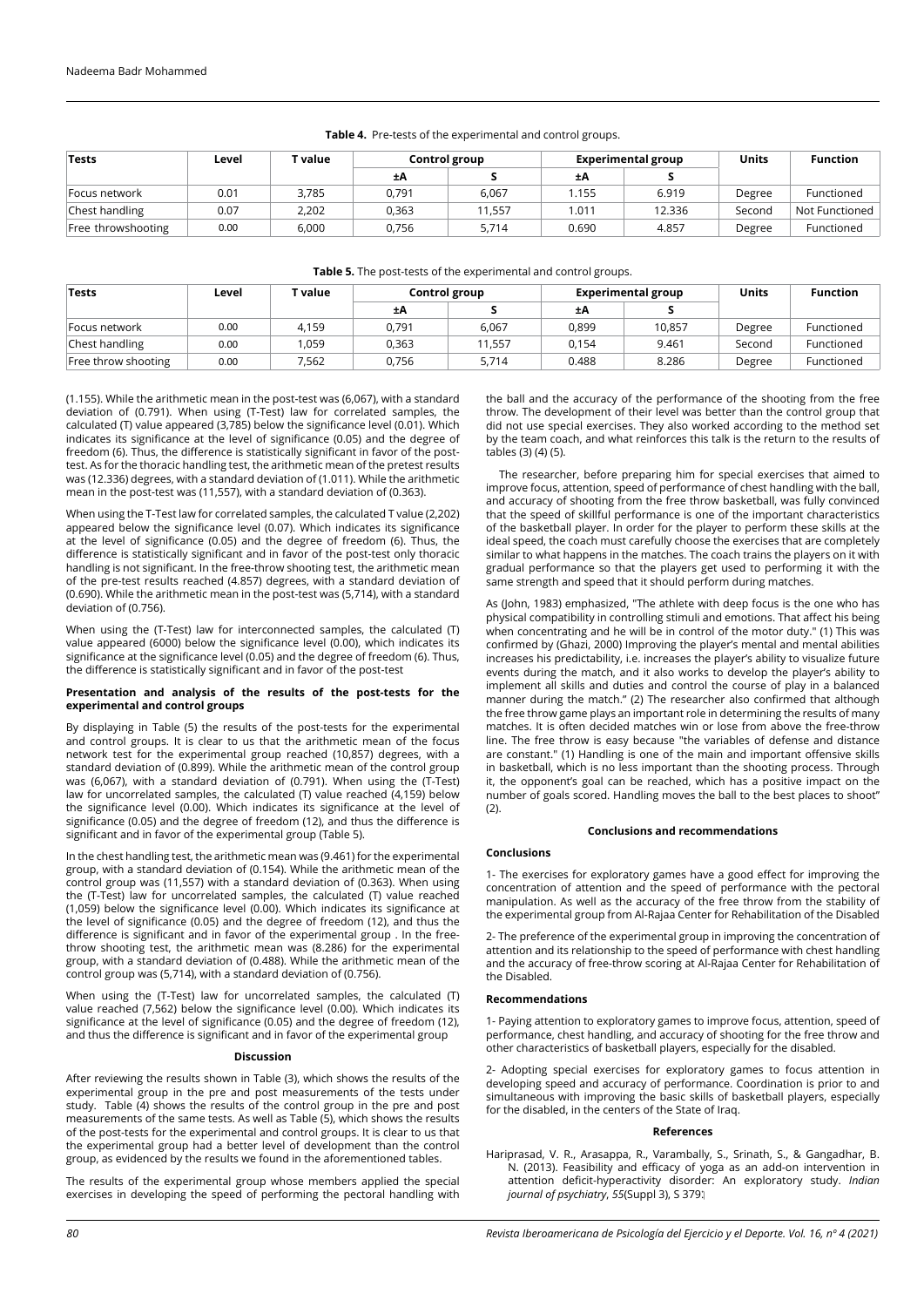**Table 4.** Pre-tests of the experimental and control groups.

| Tests | Level | T value | Control group | | Experimental group | | Units | Function |
|---|---|---|---|---|---|---|---|---|
| | | | ±A | S | ±A | S | | |
| Focus network | 0.01 | 3,785 | 0,791 | 6,067 | 1.155 | 6.919 | Degree | Functioned |
| Chest handling | 0.07 | 2,202 | 0,363 | 11,557 | 1.011 | 12.336 | Second | Not Functioned |
| Free throwshooting | 0.00 | 6,000 | 0,756 | 5,714 | 0.690 | 4.857 | Degree | Functioned |

**Table 5.** The post-tests of the experimental and control groups.

| Tests | Level | T value | Control group | | Experimental group | | Units | Function |
|---|---|---|---|---|---|---|---|---|
| | | | ±A | S | ±A | S | | |
| Focus network | 0.00 | 4,159 | 0,791 | 6,067 | 0,899 | 10,857 | Degree | Functioned |
| Chest handling | 0.00 | 1,059 | 0,363 | 11,557 | 0,154 | 9.461 | Second | Functioned |
| Free throw shooting | 0.00 | 7,562 | 0,756 | 5,714 | 0.488 | 8.286 | Degree | Functioned |

(1.155). While the arithmetic mean in the post-test was (6,067), with a standard deviation of (0.791). When using (T-Test) law for correlated samples, the calculated (T) value appeared (3,785) below the significance level (0.01). Which indicates its significance at the level of significance (0.05) and the degree of freedom (6). Thus, the difference is statistically significant in favor of the post-test. As for the thoracic handling test, the arithmetic mean of the pretest results was (12.336) degrees, with a standard deviation of (1.011). While the arithmetic mean in the post-test was (11,557), with a standard deviation of (0.363).

When using the T-Test law for correlated samples, the calculated T value (2,202) appeared below the significance level (0.07). Which indicates its significance at the level of significance (0.05) and the degree of freedom (6). Thus, the difference is statistically significant and in favor of the post-test only thoracic handling is not significant. In the free-throw shooting test, the arithmetic mean of the pre-test results reached (4.857) degrees, with a standard deviation of (0.690). While the arithmetic mean in the post-test was (5,714), with a standard deviation of (0.756).

When using the (T-Test) law for interconnected samples, the calculated (T) value appeared (6000) below the significance level (0.00), which indicates its significance at the significance level (0.05) and the degree of freedom (6). Thus, the difference is statistically significant and in favor of the post-test

**Presentation and analysis of the results of the post-tests for the experimental and control groups**

By displaying in Table (5) the results of the post-tests for the experimental and control groups. It is clear to us that the arithmetic mean of the focus network test for the experimental group reached (10,857) degrees, with a standard deviation of (0.899). While the arithmetic mean of the control group was (6,067), with a standard deviation of (0.791). When using the (T-Test) law for uncorrelated samples, the calculated (T) value reached (4,159) below the significance level (0.00). Which indicates its significance at the level of significance (0.05) and the degree of freedom (12), and thus the difference is significant and in favor of the experimental group (Table 5).

In the chest handling test, the arithmetic mean was (9.461) for the experimental group, with a standard deviation of (0.154). While the arithmetic mean of the control group was (11,557) with a standard deviation of (0.363). When using the (T-Test) law for uncorrelated samples, the calculated (T) value reached (1,059) below the significance level (0.00). Which indicates its significance at the level of significance (0.05) and the degree of freedom (12), and thus the difference is significant and in favor of the experimental group . In the free-throw shooting test, the arithmetic mean was (8.286) for the experimental group, with a standard deviation of (0.488). While the arithmetic mean of the control group was (5,714), with a standard deviation of (0.756).

When using the (T-Test) law for uncorrelated samples, the calculated (T) value reached (7,562) below the significance level (0.00). Which indicates its significance at the level of significance (0.05) and the degree of freedom (12), and thus the difference is significant and in favor of the experimental group

## Discussion

After reviewing the results shown in Table (3), which shows the results of the experimental group in the pre and post measurements of the tests under study. Table (4) shows the results of the control group in the pre and post measurements of the same tests. As well as Table (5), which shows the results of the post-tests for the experimental and control groups. It is clear to us that the experimental group had a better level of development than the control group, as evidenced by the results we found in the aforementioned tables.

The results of the experimental group whose members applied the special exercises in developing the speed of performing the pectoral handling with the ball and the accuracy of the performance of the shooting from the free throw. The development of their level was better than the control group that did not use special exercises. They also worked according to the method set by the team coach, and what reinforces this talk is the return to the results of tables (3) (4) (5).

The researcher, before preparing him for special exercises that aimed to improve focus, attention, speed of performance of chest handling with the ball, and accuracy of shooting from the free throw basketball, was fully convinced that the speed of skillful performance is one of the important characteristics of the basketball player. In order for the player to perform these skills at the ideal speed, the coach must carefully choose the exercises that are completely similar to what happens in the matches. The coach trains the players on it with gradual performance so that the players get used to performing it with the same strength and speed that it should perform during matches.

As (John, 1983) emphasized, "The athlete with deep focus is the one who has physical compatibility in controlling stimuli and emotions. That affect his being when concentrating and he will be in control of the motor duty." (1) This was confirmed by (Ghazi, 2000) Improving the player's mental and mental abilities increases his predictability, i.e. increases the player's ability to visualize future events during the match, and it also works to develop the player's ability to implement all skills and duties and control the course of play in a balanced manner during the match." (2) The researcher also confirmed that although the free throw game plays an important role in determining the results of many matches. It is often decided matches win or lose from above the free-throw line. The free throw is easy because "the variables of defense and distance are constant." (1) Handling is one of the main and important offensive skills in basketball, which is no less important than the shooting process. Through it, the opponent's goal can be reached, which has a positive impact on the number of goals scored. Handling moves the ball to the best places to shoot" (2).

## Conclusions and recommendations

### Conclusions

1- The exercises for exploratory games have a good effect for improving the concentration of attention and the speed of performance with the pectoral manipulation. As well as the accuracy of the free throw from the stability of the experimental group from Al-Rajaa Center for Rehabilitation of the Disabled

2- The preference of the experimental group in improving the concentration of attention and its relationship to the speed of performance with chest handling and the accuracy of free-throw scoring at Al-Rajaa Center for Rehabilitation of the Disabled.

### Recommendations

1- Paying attention to exploratory games to improve focus, attention, speed of performance, chest handling, and accuracy of shooting for the free throw and other characteristics of basketball players, especially for the disabled.

2- Adopting special exercises for exploratory games to focus attention in developing speed and accuracy of performance. Coordination is prior to and simultaneous with improving the basic skills of basketball players, especially for the disabled, in the centers of the State of Iraq.

## References

Hariprasad, V. R., Arasappa, R., Varambally, S., Srinath, S., & Gangadhar, B. N. (2013). Feasibility and efficacy of yoga as an add-on intervention in attention deficit-hyperactivity disorder: An exploratory study. *Indian journal of psychiatry*, *55*(Suppl 3), S 379.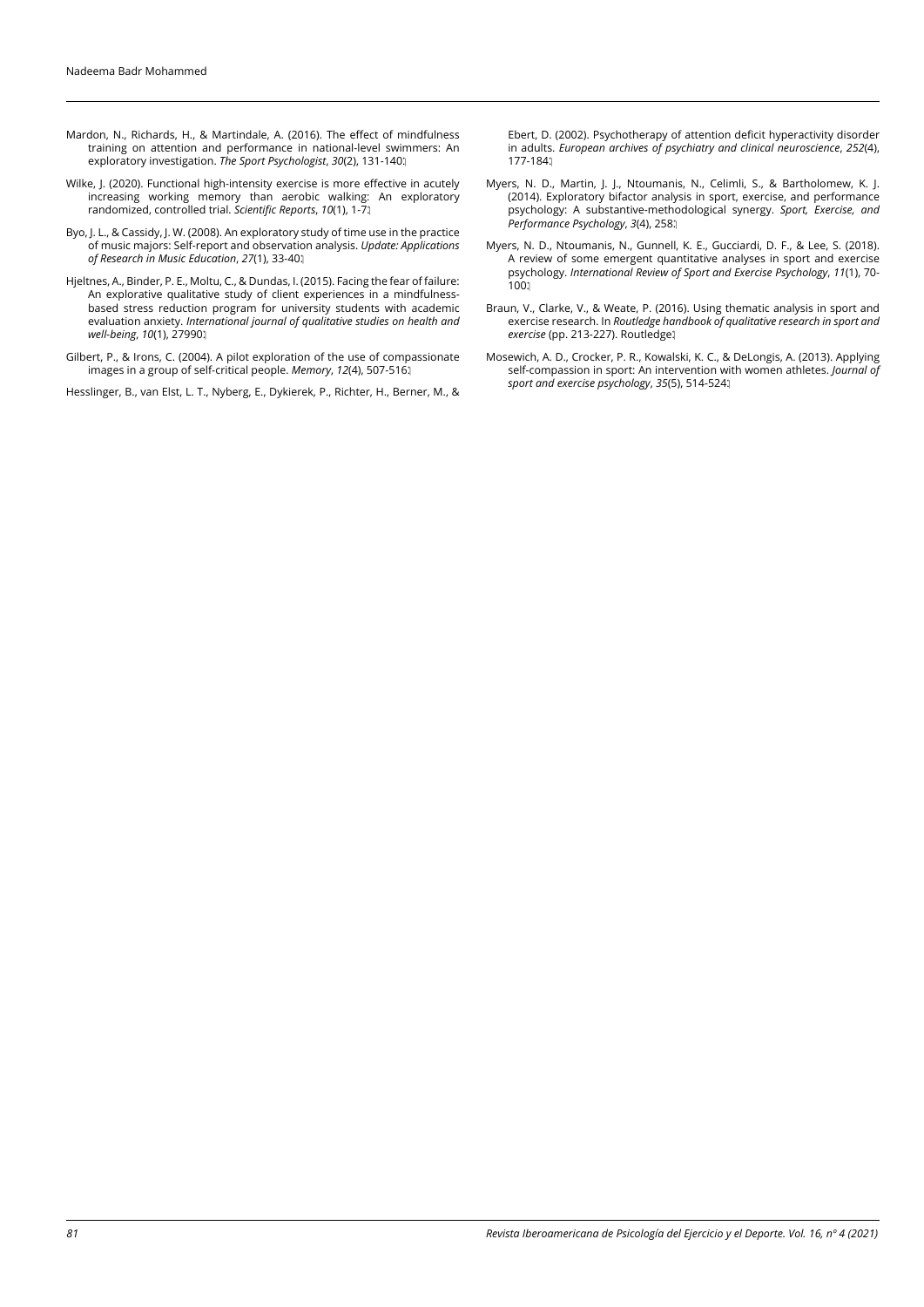Mardon, N., Richards, H., & Martindale, A. (2016). The effect of mindfulness training on attention and performance in national-level swimmers: An exploratory investigation. *The Sport Psychologist*, *30*(2), 131-140.

Wilke, J. (2020). Functional high-intensity exercise is more effective in acutely increasing working memory than aerobic walking: An exploratory randomized, controlled trial. *Scientific Reports*, *10*(1), 1-7.

Byo, J. L., & Cassidy, J. W. (2008). An exploratory study of time use in the practice of music majors: Self-report and observation analysis. *Update: Applications of Research in Music Education*, *27*(1), 33-40.

Hjeltnes, A., Binder, P. E., Moltu, C., & Dundas, I. (2015). Facing the fear of failure: An explorative qualitative study of client experiences in a mindfulness-based stress reduction program for university students with academic evaluation anxiety. *International journal of qualitative studies on health and well-being*, *10*(1), 27990.

Gilbert, P., & Irons, C. (2004). A pilot exploration of the use of compassionate images in a group of self-critical people. *Memory*, *12*(4), 507-516.

Hesslinger, B., van Elst, L. T., Nyberg, E., Dykierek, P., Richter, H., Berner, M., & Ebert, D. (2002). Psychotherapy of attention deficit hyperactivity disorder in adults. *European archives of psychiatry and clinical neuroscience*, *252*(4), 177-184.

Myers, N. D., Martin, J. J., Ntoumanis, N., Celimli, S., & Bartholomew, K. J. (2014). Exploratory bifactor analysis in sport, exercise, and performance psychology: A substantive-methodological synergy. *Sport, Exercise, and Performance Psychology*, *3*(4), 258.

Myers, N. D., Ntoumanis, N., Gunnell, K. E., Gucciardi, D. F., & Lee, S. (2018). A review of some emergent quantitative analyses in sport and exercise psychology. *International Review of Sport and Exercise Psychology*, *11*(1), 70-100.

Braun, V., Clarke, V., & Weate, P. (2016). Using thematic analysis in sport and exercise research. In *Routledge handbook of qualitative research in sport and exercise* (pp. 213-227). Routledge.

Mosewich, A. D., Crocker, P. R., Kowalski, K. C., & DeLongis, A. (2013). Applying self-compassion in sport: An intervention with women athletes. *Journal of sport and exercise psychology*, *35*(5), 514-524.